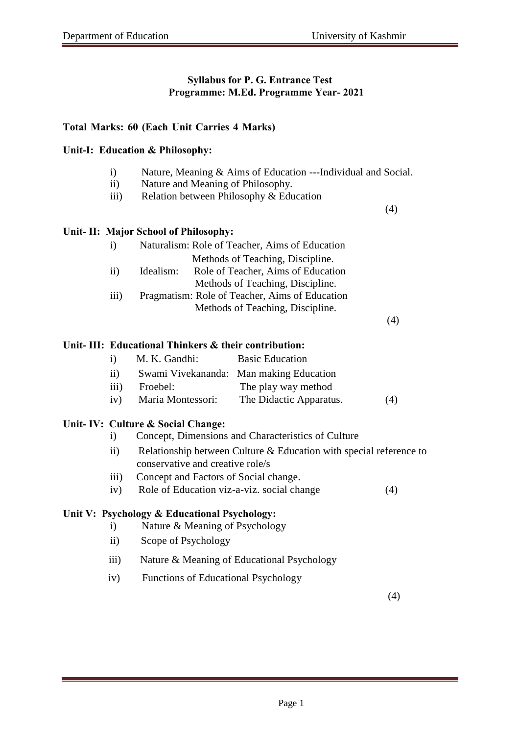**Syllabus for P. G. Entrance Test**
**Programme: M.Ed. Programme Year- 2021**

**Total Marks: 60 (Each Unit Carries 4 Marks)**

**Unit-I: Education & Philosophy:**

i) Nature, Meaning & Aims of Education ---Individual and Social.
ii) Nature and Meaning of Philosophy.
iii) Relation between Philosophy & Education

(4)

**Unit- II: Major School of Philosophy:**

i) Naturalism: Role of Teacher, Aims of Education
Methods of Teaching, Discipline.
ii) Idealism: Role of Teacher, Aims of Education
Methods of Teaching, Discipline.
iii) Pragmatism: Role of Teacher, Aims of Education
Methods of Teaching, Discipline.

(4)

**Unit- III: Educational Thinkers & their contribution:**

i) M. K. Gandhi: Basic Education
ii) Swami Vivekananda: Man making Education
iii) Froebel: The play way method
iv) Maria Montessori: The Didactic Apparatus. (4)

**Unit- IV: Culture & Social Change:**

i) Concept, Dimensions and Characteristics of Culture
ii) Relationship between Culture & Education with special reference to conservative and creative role/s
iii) Concept and Factors of Social change.
iv) Role of Education viz-a-viz. social change (4)

**Unit V: Psychology & Educational Psychology:**

i) Nature & Meaning of Psychology
ii) Scope of Psychology
iii) Nature & Meaning of Educational Psychology
iv) Functions of Educational Psychology

(4)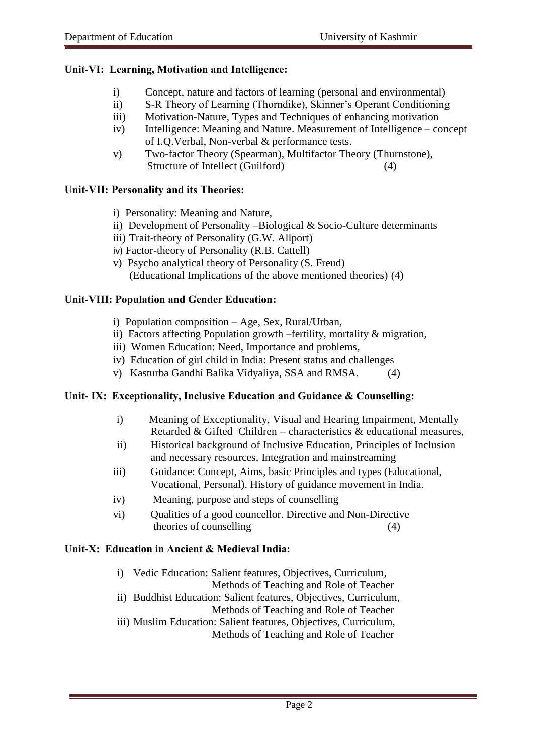**Unit-VI: Learning, Motivation and Intelligence:**

- i) Concept, nature and factors of learning (personal and environmental)
- ii) S-R Theory of Learning (Thorndike), Skinner's Operant Conditioning
- iii) Motivation-Nature, Types and Techniques of enhancing motivation
- iv) Intelligence: Meaning and Nature. Measurement of Intelligence – concept of I.Q.Verbal, Non-verbal & performance tests.
- v) Two-factor Theory (Spearman), Multifactor Theory (Thurnstone), Structure of Intellect (Guilford) (4)

**Unit-VII: Personality and its Theories:**

- i) Personality: Meaning and Nature,
- ii) Development of Personality –Biological & Socio-Culture determinants
- iii) Trait-theory of Personality (G.W. Allport)
- iv) Factor-theory of Personality (R.B. Cattell)
- v) Psycho analytical theory of Personality (S. Freud)
  (Educational Implications of the above mentioned theories) (4)

**Unit-VIII: Population and Gender Education:**

- i) Population composition – Age, Sex, Rural/Urban,
- ii) Factors affecting Population growth –fertility, mortality & migration,
- iii) Women Education: Need, Importance and problems,
- iv) Education of girl child in India: Present status and challenges
- v) Kasturba Gandhi Balika Vidyaliya, SSA and RMSA. (4)

**Unit- IX: Exceptionality, Inclusive Education and Guidance & Counselling:**

- i) Meaning of Exceptionality, Visual and Hearing Impairment, Mentally Retarded & Gifted Children – characteristics & educational measures,
- ii) Historical background of Inclusive Education, Principles of Inclusion and necessary resources, Integration and mainstreaming
- iii) Guidance: Concept, Aims, basic Principles and types (Educational, Vocational, Personal). History of guidance movement in India.
- iv) Meaning, purpose and steps of counselling
- vi) Qualities of a good councellor. Directive and Non-Directive theories of counselling (4)

**Unit-X: Education in Ancient & Medieval India:**

- i) Vedic Education: Salient features, Objectives, Curriculum, Methods of Teaching and Role of Teacher
- ii) Buddhist Education: Salient features, Objectives, Curriculum, Methods of Teaching and Role of Teacher
- iii) Muslim Education: Salient features, Objectives, Curriculum, Methods of Teaching and Role of Teacher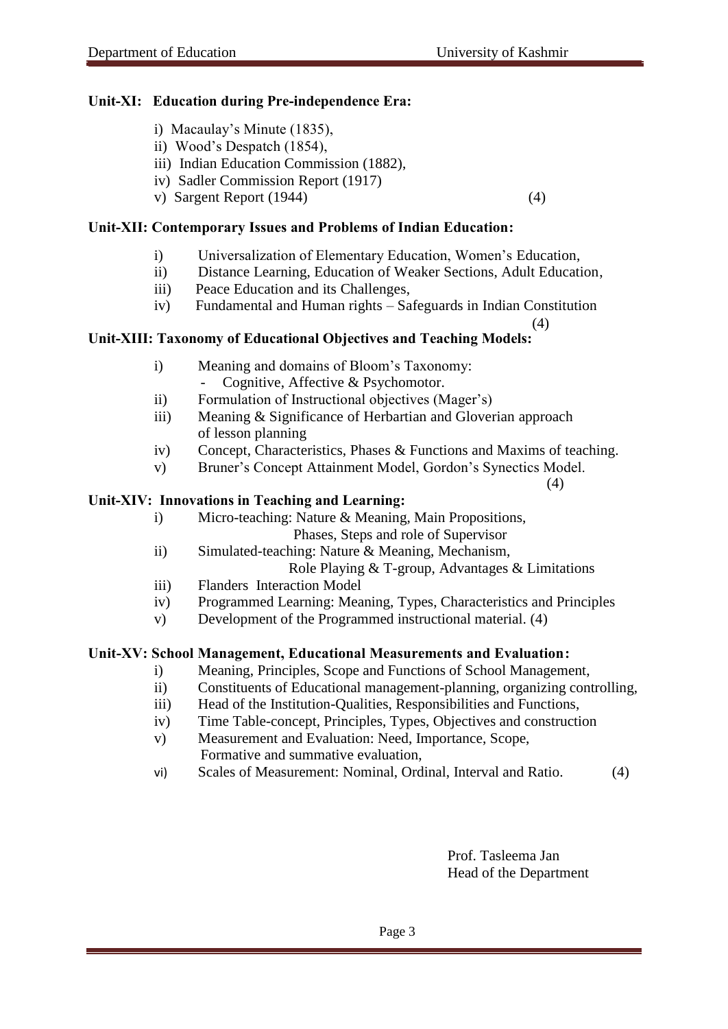**Unit-XI: Education during Pre-independence Era:**

i) Macaulay's Minute (1835),
ii) Wood's Despatch (1854),
iii) Indian Education Commission (1882),
iv) Sadler Commission Report (1917)
v) Sargent Report (1944) (4)

**Unit-XII: Contemporary Issues and Problems of Indian Education:**

i) Universalization of Elementary Education, Women's Education,
ii) Distance Learning, Education of Weaker Sections, Adult Education,
iii) Peace Education and its Challenges,
iv) Fundamental and Human rights – Safeguards in Indian Constitution (4)

**Unit-XIII: Taxonomy of Educational Objectives and Teaching Models:**

i) Meaning and domains of Bloom's Taxonomy:
   - Cognitive, Affective & Psychomotor.
ii) Formulation of Instructional objectives (Mager's)
iii) Meaning & Significance of Herbartian and Gloverian approach of lesson planning
iv) Concept, Characteristics, Phases & Functions and Maxims of teaching.
v) Bruner's Concept Attainment Model, Gordon's Synectics Model. (4)

**Unit-XIV: Innovations in Teaching and Learning:**

i) Micro-teaching: Nature & Meaning, Main Propositions, Phases, Steps and role of Supervisor
ii) Simulated-teaching: Nature & Meaning, Mechanism, Role Playing & T-group, Advantages & Limitations
iii) Flanders Interaction Model
iv) Programmed Learning: Meaning, Types, Characteristics and Principles
v) Development of the Programmed instructional material. (4)

**Unit-XV: School Management, Educational Measurements and Evaluation:**

i) Meaning, Principles, Scope and Functions of School Management,
ii) Constituents of Educational management-planning, organizing controlling,
iii) Head of the Institution-Qualities, Responsibilities and Functions,
iv) Time Table-concept, Principles, Types, Objectives and construction
v) Measurement and Evaluation: Need, Importance, Scope, Formative and summative evaluation,
vi) Scales of Measurement: Nominal, Ordinal, Interval and Ratio. (4)

Prof. Tasleema Jan
Head of the Department